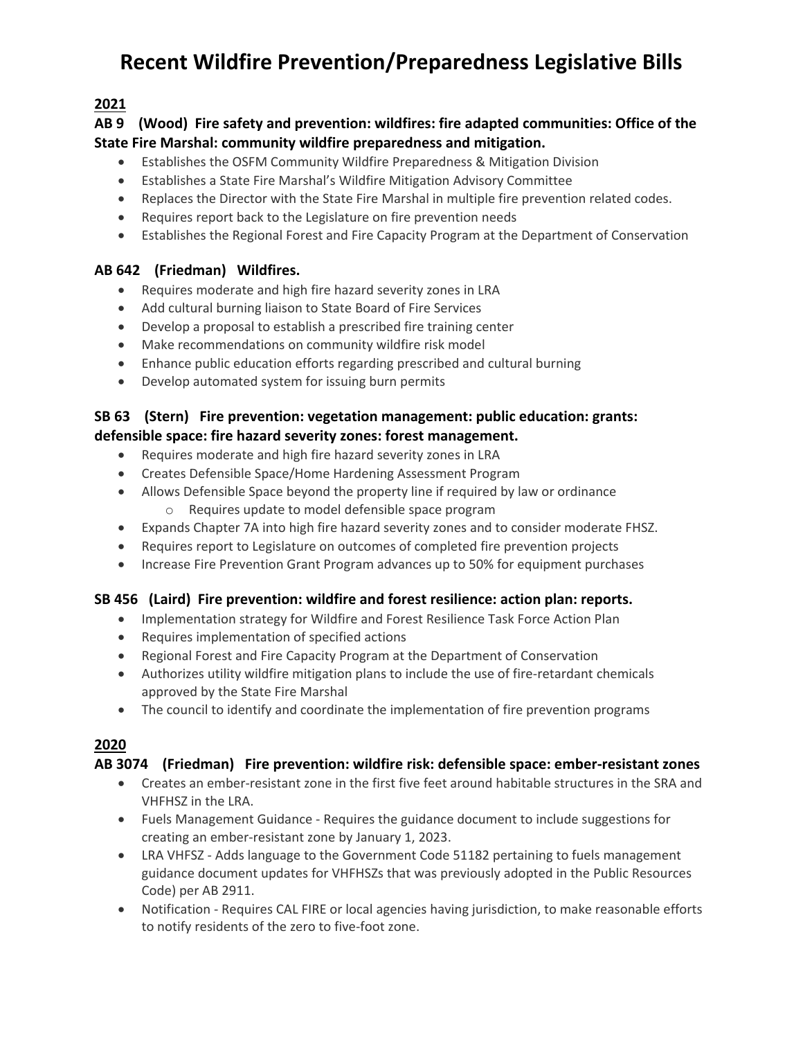# Recent Wildfire Prevention/Preparedness Legislative Bills

## 2021

### AB 9 (Wood) Fire safety and prevention: wildfires: fire adapted communities: Office of the State Fire Marshal: community wildfire preparedness and mitigation.

- Establishes the OSFM Community Wildfire Preparedness & Mitigation Division
- Establishes a State Fire Marshal's Wildfire Mitigation Advisory Committee
- Replaces the Director with the State Fire Marshal in multiple fire prevention related codes.
- Requires report back to the Legislature on fire prevention needs
- Establishes the Regional Forest and Fire Capacity Program at the Department of Conservation

### AB 642 (Friedman) Wildfires.

- Requires moderate and high fire hazard severity zones in LRA
- Add cultural burning liaison to State Board of Fire Services
- Develop a proposal to establish a prescribed fire training center
- Make recommendations on community wildfire risk model
- Enhance public education efforts regarding prescribed and cultural burning
- Develop automated system for issuing burn permits

### SB 63 (Stern) Fire prevention: vegetation management: public education: grants: defensible space: fire hazard severity zones: forest management.

- Requires moderate and high fire hazard severity zones in LRA
- Creates Defensible Space/Home Hardening Assessment Program
- Allows Defensible Space beyond the property line if required by law or ordinance
  - Requires update to model defensible space program
- Expands Chapter 7A into high fire hazard severity zones and to consider moderate FHSZ.
- Requires report to Legislature on outcomes of completed fire prevention projects
- Increase Fire Prevention Grant Program advances up to 50% for equipment purchases

### SB 456 (Laird) Fire prevention: wildfire and forest resilience: action plan: reports.

- Implementation strategy for Wildfire and Forest Resilience Task Force Action Plan
- Requires implementation of specified actions
- Regional Forest and Fire Capacity Program at the Department of Conservation
- Authorizes utility wildfire mitigation plans to include the use of fire-retardant chemicals approved by the State Fire Marshal
- The council to identify and coordinate the implementation of fire prevention programs

## 2020

### AB 3074 (Friedman) Fire prevention: wildfire risk: defensible space: ember-resistant zones

- Creates an ember-resistant zone in the first five feet around habitable structures in the SRA and VHFHSZ in the LRA.
- Fuels Management Guidance - Requires the guidance document to include suggestions for creating an ember-resistant zone by January 1, 2023.
- LRA VHFSZ - Adds language to the Government Code 51182 pertaining to fuels management guidance document updates for VHFHSZs that was previously adopted in the Public Resources Code) per AB 2911.
- Notification - Requires CAL FIRE or local agencies having jurisdiction, to make reasonable efforts to notify residents of the zero to five-foot zone.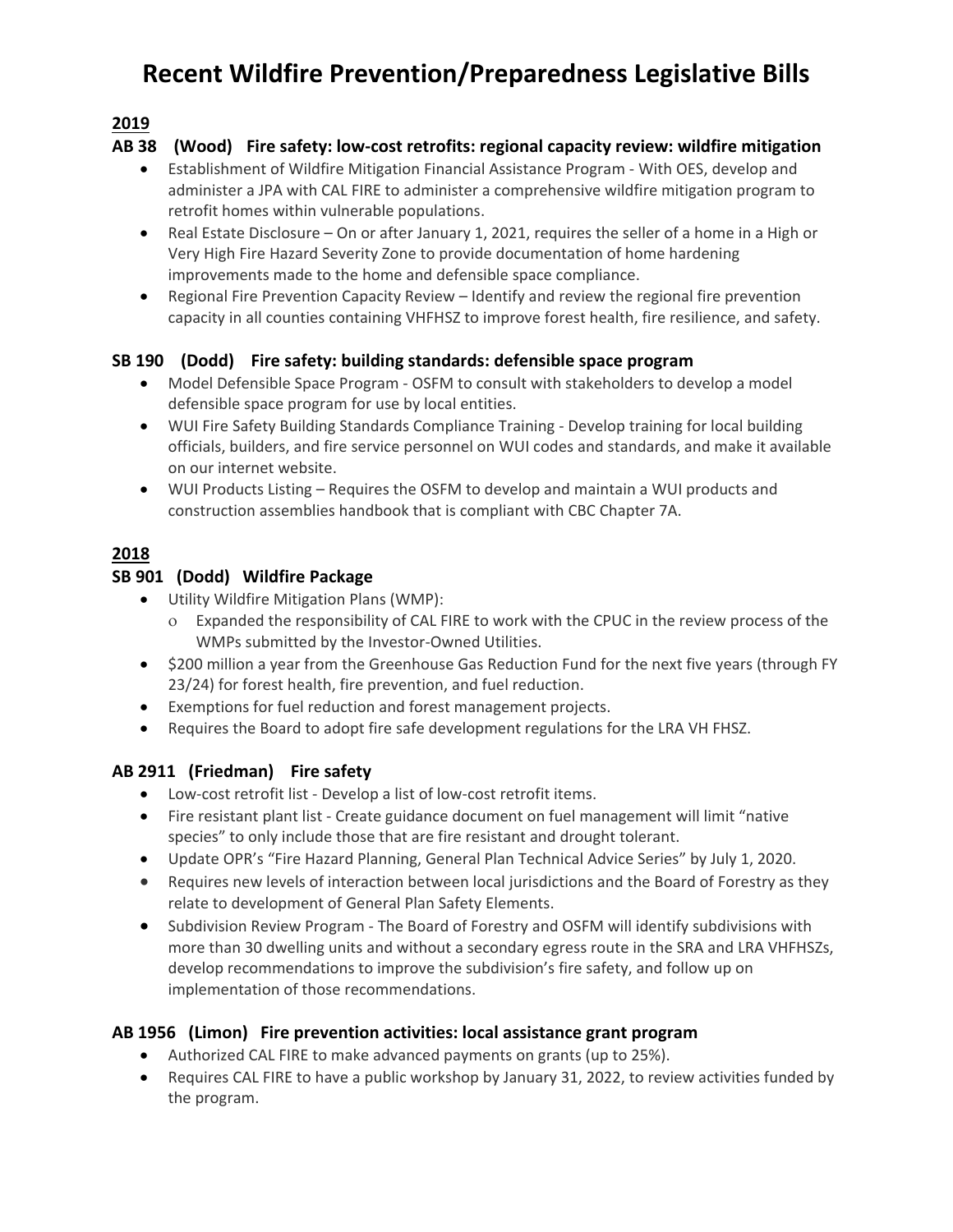# Recent Wildfire Prevention/Preparedness Legislative Bills

## 2019

### AB 38 (Wood) Fire safety: low-cost retrofits: regional capacity review: wildfire mitigation

- Establishment of Wildfire Mitigation Financial Assistance Program - With OES, develop and administer a JPA with CAL FIRE to administer a comprehensive wildfire mitigation program to retrofit homes within vulnerable populations.
- Real Estate Disclosure – On or after January 1, 2021, requires the seller of a home in a High or Very High Fire Hazard Severity Zone to provide documentation of home hardening improvements made to the home and defensible space compliance.
- Regional Fire Prevention Capacity Review – Identify and review the regional fire prevention capacity in all counties containing VHFHSZ to improve forest health, fire resilience, and safety.

### SB 190 (Dodd) Fire safety: building standards: defensible space program

- Model Defensible Space Program - OSFM to consult with stakeholders to develop a model defensible space program for use by local entities.
- WUI Fire Safety Building Standards Compliance Training - Develop training for local building officials, builders, and fire service personnel on WUI codes and standards, and make it available on our internet website.
- WUI Products Listing – Requires the OSFM to develop and maintain a WUI products and construction assemblies handbook that is compliant with CBC Chapter 7A.

## 2018

### SB 901 (Dodd) Wildfire Package

- Utility Wildfire Mitigation Plans (WMP):
  - Expanded the responsibility of CAL FIRE to work with the CPUC in the review process of the WMPs submitted by the Investor-Owned Utilities.
- $200 million a year from the Greenhouse Gas Reduction Fund for the next five years (through FY 23/24) for forest health, fire prevention, and fuel reduction.
- Exemptions for fuel reduction and forest management projects.
- Requires the Board to adopt fire safe development regulations for the LRA VH FHSZ.

### AB 2911 (Friedman) Fire safety

- Low-cost retrofit list - Develop a list of low-cost retrofit items.
- Fire resistant plant list - Create guidance document on fuel management will limit "native species" to only include those that are fire resistant and drought tolerant.
- Update OPR's "Fire Hazard Planning, General Plan Technical Advice Series" by July 1, 2020.
- Requires new levels of interaction between local jurisdictions and the Board of Forestry as they relate to development of General Plan Safety Elements.
- Subdivision Review Program - The Board of Forestry and OSFM will identify subdivisions with more than 30 dwelling units and without a secondary egress route in the SRA and LRA VHFHSZs, develop recommendations to improve the subdivision's fire safety, and follow up on implementation of those recommendations.

### AB 1956 (Limon) Fire prevention activities: local assistance grant program

- Authorized CAL FIRE to make advanced payments on grants (up to 25%).
- Requires CAL FIRE to have a public workshop by January 31, 2022, to review activities funded by the program.